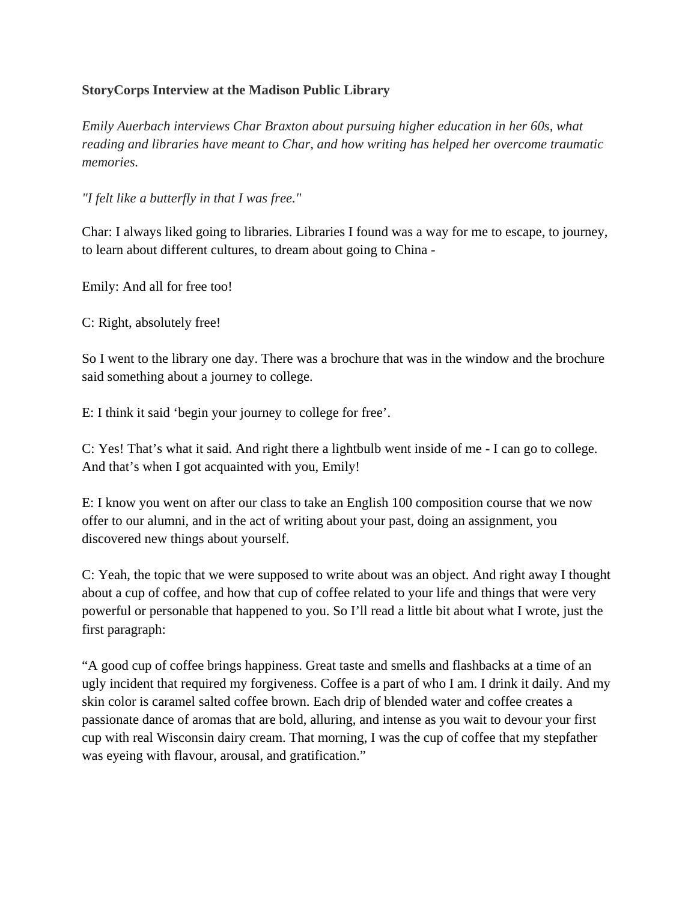**StoryCorps Interview at the Madison Public Library**

*Emily Auerbach interviews Char Braxton about pursuing higher education in her 60s, what reading and libraries have meant to Char, and how writing has helped her overcome traumatic memories.*

*"I felt like a butterfly in that I was free."*

Char: I always liked going to libraries. Libraries I found was a way for me to escape, to journey, to learn about different cultures, to dream about going to China -

Emily: And all for free too!

C: Right, absolutely free!

So I went to the library one day. There was a brochure that was in the window and the brochure said something about a journey to college.

E: I think it said 'begin your journey to college for free'.

C: Yes! That's what it said. And right there a lightbulb went inside of me - I can go to college. And that's when I got acquainted with you, Emily!

E: I know you went on after our class to take an English 100 composition course that we now offer to our alumni, and in the act of writing about your past, doing an assignment, you discovered new things about yourself.

C: Yeah, the topic that we were supposed to write about was an object. And right away I thought about a cup of coffee, and how that cup of coffee related to your life and things that were very powerful or personable that happened to you. So I'll read a little bit about what I wrote, just the first paragraph:

"A good cup of coffee brings happiness. Great taste and smells and flashbacks at a time of an ugly incident that required my forgiveness. Coffee is a part of who I am. I drink it daily. And my skin color is caramel salted coffee brown. Each drip of blended water and coffee creates a passionate dance of aromas that are bold, alluring, and intense as you wait to devour your first cup with real Wisconsin dairy cream. That morning, I was the cup of coffee that my stepfather was eyeing with flavour, arousal, and gratification."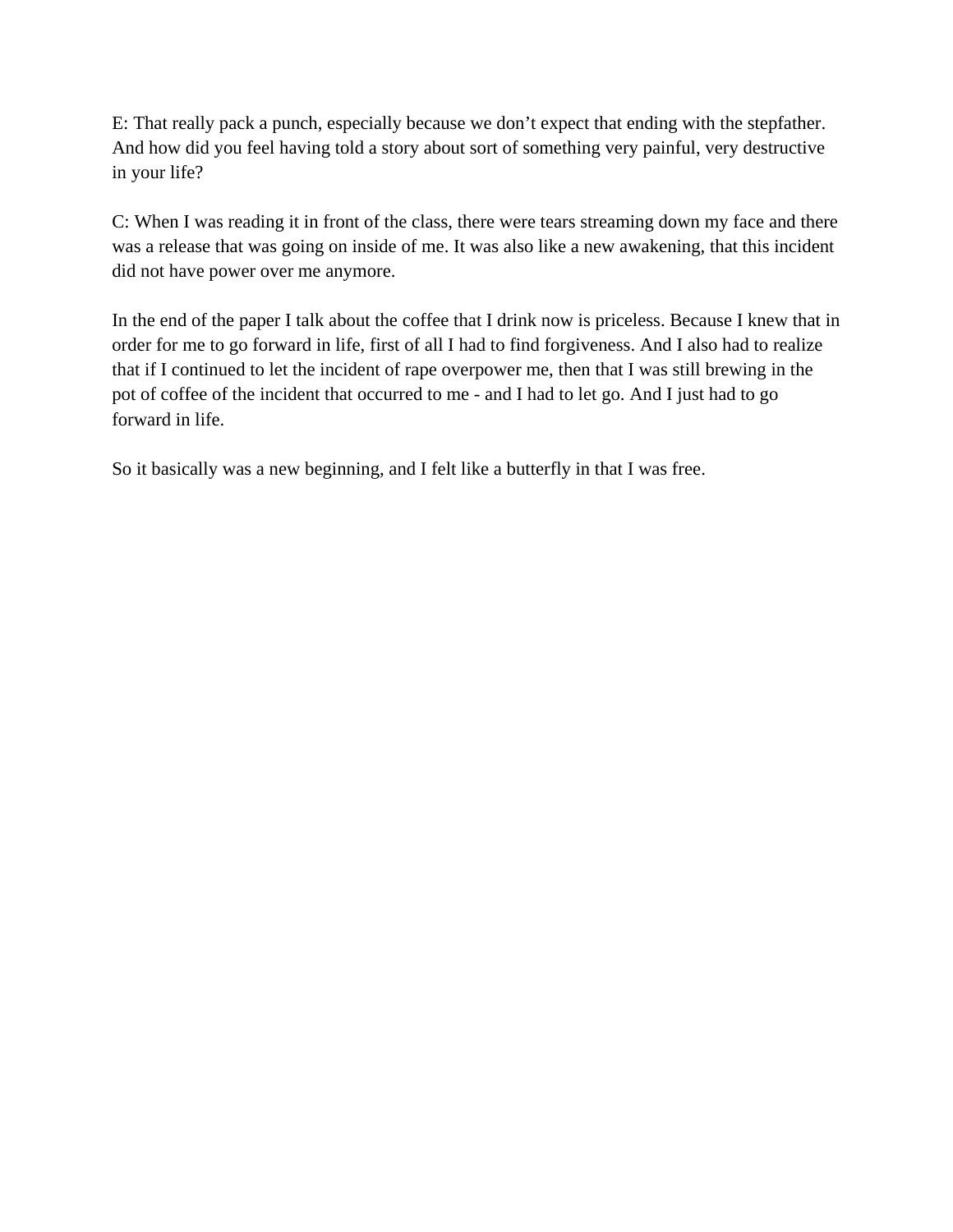E: That really pack a punch, especially because we don't expect that ending with the stepfather. And how did you feel having told a story about sort of something very painful, very destructive in your life?

C: When I was reading it in front of the class, there were tears streaming down my face and there was a release that was going on inside of me. It was also like a new awakening, that this incident did not have power over me anymore.

In the end of the paper I talk about the coffee that I drink now is priceless. Because I knew that in order for me to go forward in life, first of all I had to find forgiveness. And I also had to realize that if I continued to let the incident of rape overpower me, then that I was still brewing in the pot of coffee of the incident that occurred to me - and I had to let go. And I just had to go forward in life.

So it basically was a new beginning, and I felt like a butterfly in that I was free.